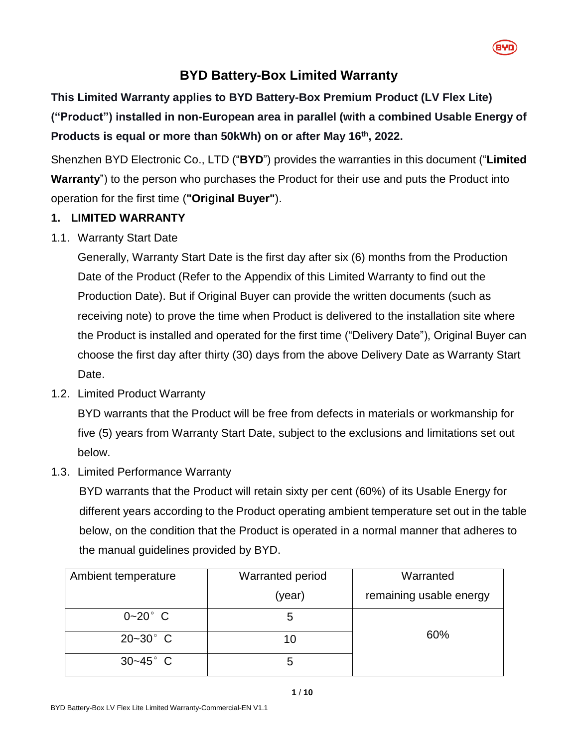# BYD Battery-Box Limited Warranty

**This Limited Warranty applies to BYD Battery-Box Premium Product (LV Flex Lite) ("Product") installed in non-European area in parallel (with a combined Usable Energy of Products is equal or more than 50kWh) on or after May 16th, 2022.**

Shenzhen BYD Electronic Co., LTD ("**BYD**") provides the warranties in this document ("**Limited Warranty**") to the person who purchases the Product for their use and puts the Product into operation for the first time (**"Original Buyer"**).

## 1. LIMITED WARRANTY

1.1. Warranty Start Date

Generally, Warranty Start Date is the first day after six (6) months from the Production Date of the Product (Refer to the Appendix of this Limited Warranty to find out the Production Date). But if Original Buyer can provide the written documents (such as receiving note) to prove the time when Product is delivered to the installation site where the Product is installed and operated for the first time ("Delivery Date"), Original Buyer can choose the first day after thirty (30) days from the above Delivery Date as Warranty Start Date.

1.2. Limited Product Warranty

BYD warrants that the Product will be free from defects in materials or workmanship for five (5) years from Warranty Start Date, subject to the exclusions and limitations set out below.

1.3. Limited Performance Warranty

BYD warrants that the Product will retain sixty per cent (60%) of its Usable Energy for different years according to the Product operating ambient temperature set out in the table below, on the condition that the Product is operated in a normal manner that adheres to the manual guidelines provided by BYD.

| Ambient temperature | Warranted period (year) | Warranted remaining usable energy |
|---|---|---|
| 0~20° C | 5 | 60% |
| 20~30° C | 10 | |
| 30~45° C | 5 | |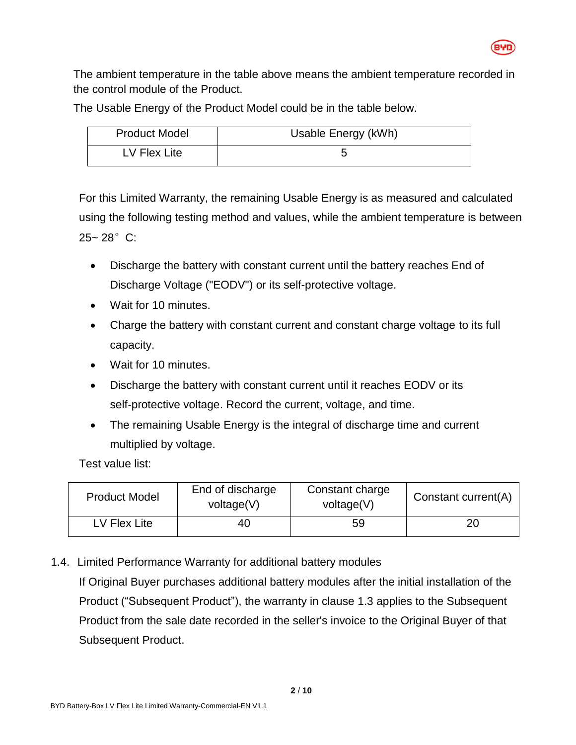The ambient temperature in the table above means the ambient temperature recorded in the control module of the Product.

The Usable Energy of the Product Model could be in the table below.

| Product Model | Usable Energy (kWh) |
|---|---|
| LV Flex Lite | 5 |

For this Limited Warranty, the remaining Usable Energy is as measured and calculated using the following testing method and values, while the ambient temperature is between 25~ 28° C:

- Discharge the battery with constant current until the battery reaches End of Discharge Voltage ("EODV") or its self-protective voltage.
- Wait for 10 minutes.
- Charge the battery with constant current and constant charge voltage to its full capacity.
- Wait for 10 minutes.
- Discharge the battery with constant current until it reaches EODV or its self-protective voltage. Record the current, voltage, and time.
- The remaining Usable Energy is the integral of discharge time and current multiplied by voltage.

Test value list:

| Product Model | End of discharge voltage(V) | Constant charge voltage(V) | Constant current(A) |
|---|---|---|---|
| LV Flex Lite | 40 | 59 | 20 |

1.4. Limited Performance Warranty for additional battery modules

If Original Buyer purchases additional battery modules after the initial installation of the Product (“Subsequent Product”), the warranty in clause 1.3 applies to the Subsequent Product from the sale date recorded in the seller's invoice to the Original Buyer of that Subsequent Product.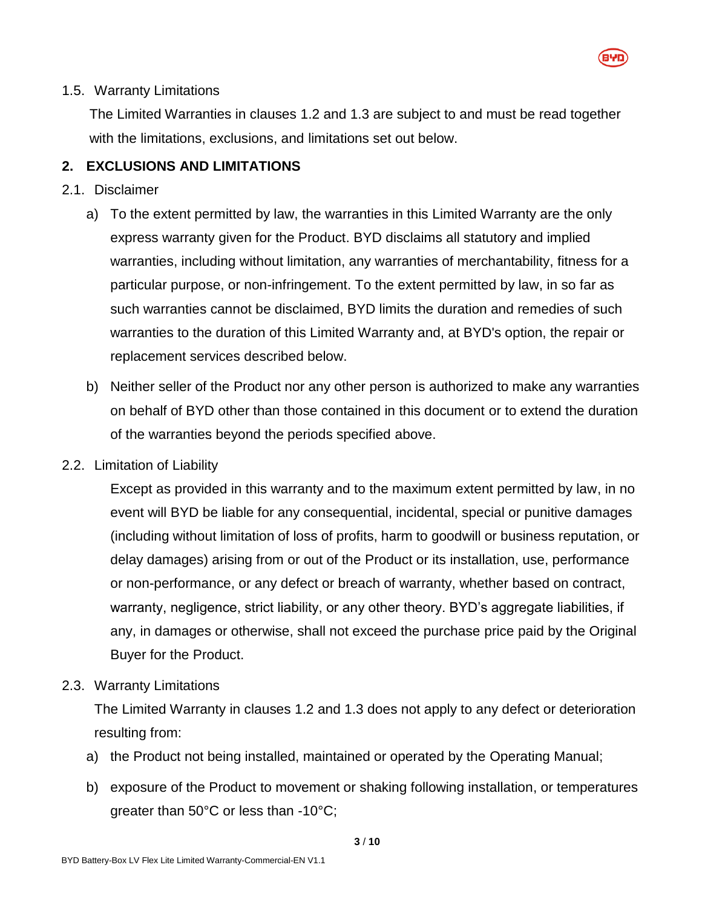1.5. Warranty Limitations

The Limited Warranties in clauses 1.2 and 1.3 are subject to and must be read together with the limitations, exclusions, and limitations set out below.

## 2. EXCLUSIONS AND LIMITATIONS

2.1. Disclaimer

a) To the extent permitted by law, the warranties in this Limited Warranty are the only express warranty given for the Product. BYD disclaims all statutory and implied warranties, including without limitation, any warranties of merchantability, fitness for a particular purpose, or non-infringement. To the extent permitted by law, in so far as such warranties cannot be disclaimed, BYD limits the duration and remedies of such warranties to the duration of this Limited Warranty and, at BYD's option, the repair or replacement services described below.

b) Neither seller of the Product nor any other person is authorized to make any warranties on behalf of BYD other than those contained in this document or to extend the duration of the warranties beyond the periods specified above.

2.2. Limitation of Liability

Except as provided in this warranty and to the maximum extent permitted by law, in no event will BYD be liable for any consequential, incidental, special or punitive damages (including without limitation of loss of profits, harm to goodwill or business reputation, or delay damages) arising from or out of the Product or its installation, use, performance or non-performance, or any defect or breach of warranty, whether based on contract, warranty, negligence, strict liability, or any other theory. BYD's aggregate liabilities, if any, in damages or otherwise, shall not exceed the purchase price paid by the Original Buyer for the Product.

2.3. Warranty Limitations

The Limited Warranty in clauses 1.2 and 1.3 does not apply to any defect or deterioration resulting from:

a) the Product not being installed, maintained or operated by the Operating Manual;

b) exposure of the Product to movement or shaking following installation, or temperatures greater than 50°C or less than -10°C;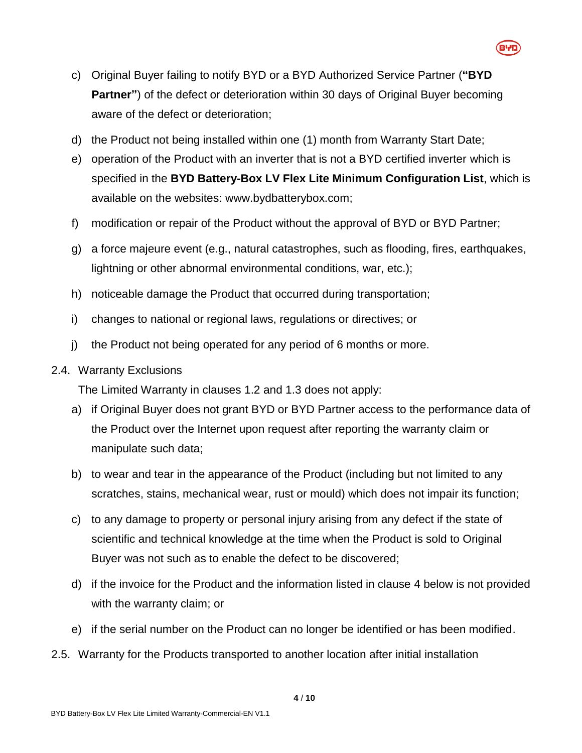c) Original Buyer failing to notify BYD or a BYD Authorized Service Partner (**"BYD Partner"**) of the defect or deterioration within 30 days of Original Buyer becoming aware of the defect or deterioration;

d) the Product not being installed within one (1) month from Warranty Start Date;

e) operation of the Product with an inverter that is not a BYD certified inverter which is specified in the **BYD Battery-Box LV Flex Lite Minimum Configuration List**, which is available on the websites: www.bydbatterybox.com;

f) modification or repair of the Product without the approval of BYD or BYD Partner;

g) a force majeure event (e.g., natural catastrophes, such as flooding, fires, earthquakes, lightning or other abnormal environmental conditions, war, etc.);

h) noticeable damage the Product that occurred during transportation;

i) changes to national or regional laws, regulations or directives; or

j) the Product not being operated for any period of 6 months or more.

2.4. Warranty Exclusions

The Limited Warranty in clauses 1.2 and 1.3 does not apply:

a) if Original Buyer does not grant BYD or BYD Partner access to the performance data of the Product over the Internet upon request after reporting the warranty claim or manipulate such data;

b) to wear and tear in the appearance of the Product (including but not limited to any scratches, stains, mechanical wear, rust or mould) which does not impair its function;

c) to any damage to property or personal injury arising from any defect if the state of scientific and technical knowledge at the time when the Product is sold to Original Buyer was not such as to enable the defect to be discovered;

d) if the invoice for the Product and the information listed in clause 4 below is not provided with the warranty claim; or

e) if the serial number on the Product can no longer be identified or has been modified.

2.5. Warranty for the Products transported to another location after initial installation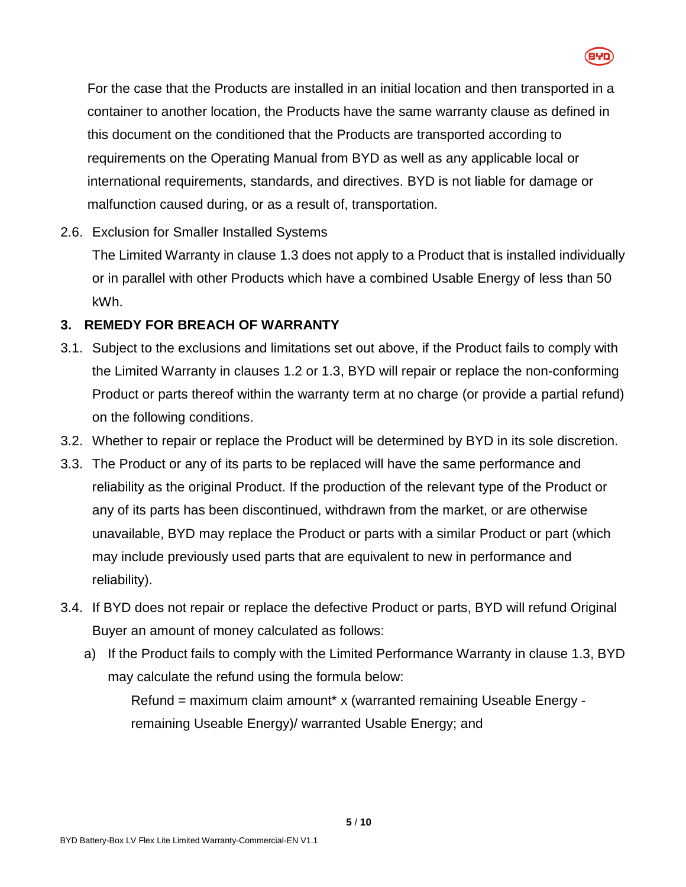For the case that the Products are installed in an initial location and then transported in a container to another location, the Products have the same warranty clause as defined in this document on the conditioned that the Products are transported according to requirements on the Operating Manual from BYD as well as any applicable local or international requirements, standards, and directives. BYD is not liable for damage or malfunction caused during, or as a result of, transportation.

2.6. Exclusion for Smaller Installed Systems

The Limited Warranty in clause 1.3 does not apply to a Product that is installed individually or in parallel with other Products which have a combined Usable Energy of less than 50 kWh.

## 3. REMEDY FOR BREACH OF WARRANTY

3.1. Subject to the exclusions and limitations set out above, if the Product fails to comply with the Limited Warranty in clauses 1.2 or 1.3, BYD will repair or replace the non-conforming Product or parts thereof within the warranty term at no charge (or provide a partial refund) on the following conditions.

3.2. Whether to repair or replace the Product will be determined by BYD in its sole discretion.

3.3. The Product or any of its parts to be replaced will have the same performance and reliability as the original Product. If the production of the relevant type of the Product or any of its parts has been discontinued, withdrawn from the market, or are otherwise unavailable, BYD may replace the Product or parts with a similar Product or part (which may include previously used parts that are equivalent to new in performance and reliability).

3.4. If BYD does not repair or replace the defective Product or parts, BYD will refund Original Buyer an amount of money calculated as follows:

a) If the Product fails to comply with the Limited Performance Warranty in clause 1.3, BYD may calculate the refund using the formula below:

Refund = maximum claim amount* x (warranted remaining Useable Energy - remaining Useable Energy)/ warranted Usable Energy; and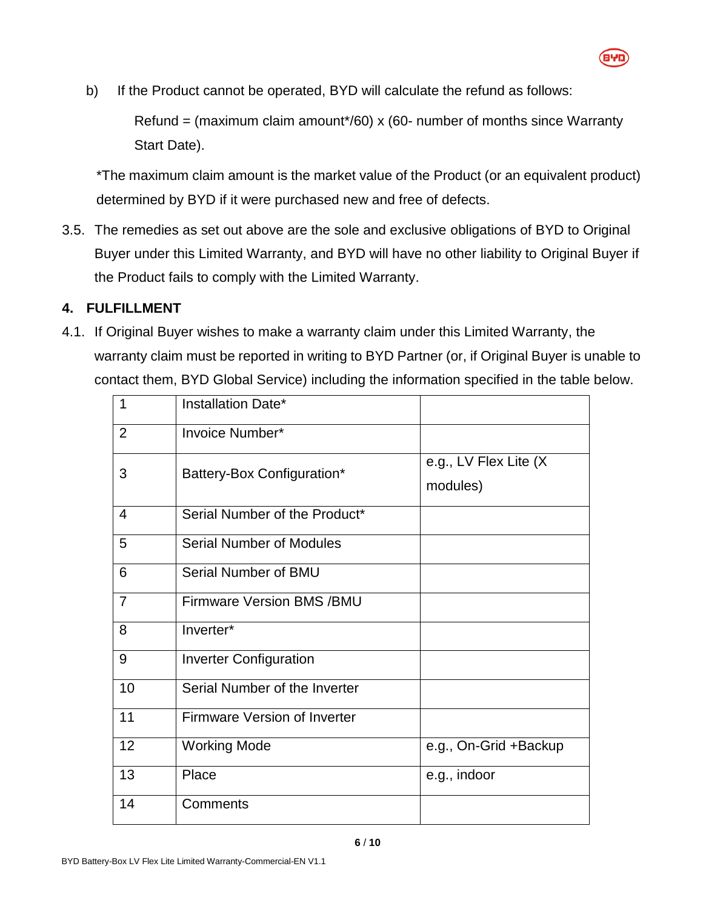b) If the Product cannot be operated, BYD will calculate the refund as follows:

Refund = (maximum claim amount*/60) x (60- number of months since Warranty Start Date).

*The maximum claim amount is the market value of the Product (or an equivalent product) determined by BYD if it were purchased new and free of defects.

3.5. The remedies as set out above are the sole and exclusive obligations of BYD to Original Buyer under this Limited Warranty, and BYD will have no other liability to Original Buyer if the Product fails to comply with the Limited Warranty.

## 4. FULFILLMENT

4.1. If Original Buyer wishes to make a warranty claim under this Limited Warranty, the warranty claim must be reported in writing to BYD Partner (or, if Original Buyer is unable to contact them, BYD Global Service) including the information specified in the table below.

| | | |
|---|---|---|
| 1 | Installation Date* | |
| 2 | Invoice Number* | |
| 3 | Battery-Box Configuration* | e.g., LV Flex Lite (X modules) |
| 4 | Serial Number of the Product* | |
| 5 | Serial Number of Modules | |
| 6 | Serial Number of BMU | |
| 7 | Firmware Version BMS /BMU | |
| 8 | Inverter* | |
| 9 | Inverter Configuration | |
| 10 | Serial Number of the Inverter | |
| 11 | Firmware Version of Inverter | |
| 12 | Working Mode | e.g., On-Grid +Backup |
| 13 | Place | e.g., indoor |
| 14 | Comments | |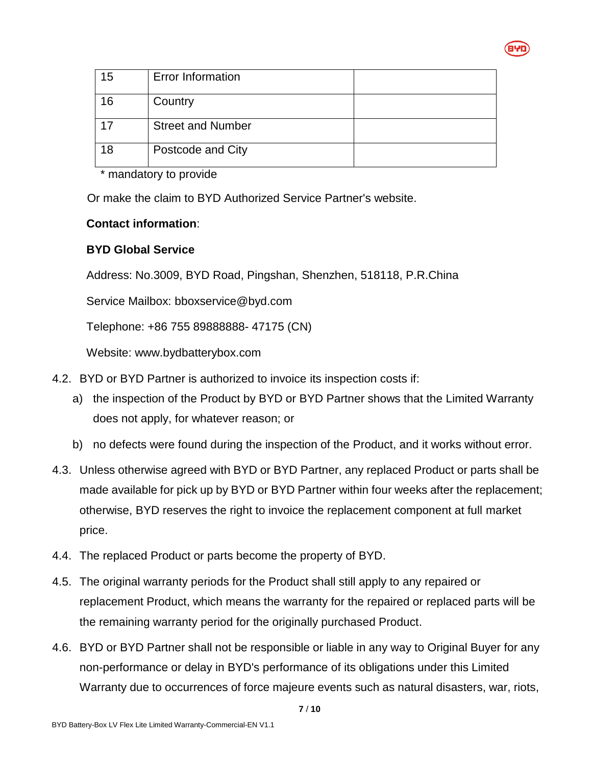| 15 | Error Information | |
|---|---|---|
| 16 | Country | |
| 17 | Street and Number | |
| 18 | Postcode and City | |

\* mandatory to provide

Or make the claim to BYD Authorized Service Partner's website.

**Contact information**:

**BYD Global Service**

Address: No.3009, BYD Road, Pingshan, Shenzhen, 518118, P.R.China

Service Mailbox: bboxservice@byd.com

Telephone: +86 755 89888888- 47175 (CN)

Website: www.bydbatterybox.com

4.2. BYD or BYD Partner is authorized to invoice its inspection costs if:

a) the inspection of the Product by BYD or BYD Partner shows that the Limited Warranty does not apply, for whatever reason; or

b) no defects were found during the inspection of the Product, and it works without error.

4.3. Unless otherwise agreed with BYD or BYD Partner, any replaced Product or parts shall be made available for pick up by BYD or BYD Partner within four weeks after the replacement; otherwise, BYD reserves the right to invoice the replacement component at full market price.

4.4. The replaced Product or parts become the property of BYD.

4.5. The original warranty periods for the Product shall still apply to any repaired or replacement Product, which means the warranty for the repaired or replaced parts will be the remaining warranty period for the originally purchased Product.

4.6. BYD or BYD Partner shall not be responsible or liable in any way to Original Buyer for any non-performance or delay in BYD's performance of its obligations under this Limited Warranty due to occurrences of force majeure events such as natural disasters, war, riots,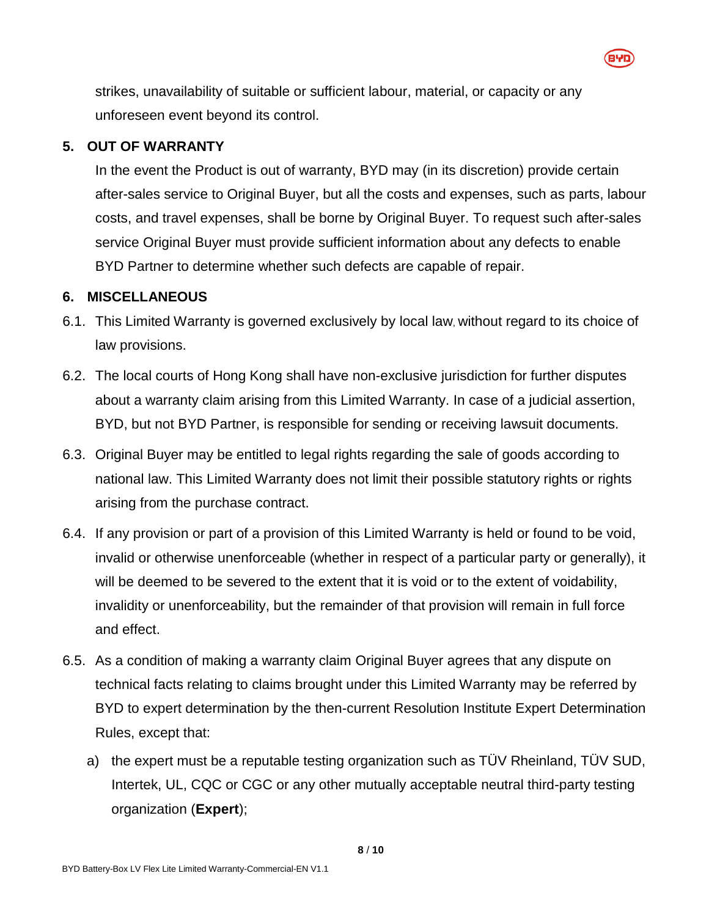strikes, unavailability of suitable or sufficient labour, material, or capacity or any unforeseen event beyond its control.

## 5. OUT OF WARRANTY

In the event the Product is out of warranty, BYD may (in its discretion) provide certain after-sales service to Original Buyer, but all the costs and expenses, such as parts, labour costs, and travel expenses, shall be borne by Original Buyer. To request such after-sales service Original Buyer must provide sufficient information about any defects to enable BYD Partner to determine whether such defects are capable of repair.

## 6. MISCELLANEOUS

6.1. This Limited Warranty is governed exclusively by local law, without regard to its choice of law provisions.

6.2. The local courts of Hong Kong shall have non-exclusive jurisdiction for further disputes about a warranty claim arising from this Limited Warranty. In case of a judicial assertion, BYD, but not BYD Partner, is responsible for sending or receiving lawsuit documents.

6.3. Original Buyer may be entitled to legal rights regarding the sale of goods according to national law. This Limited Warranty does not limit their possible statutory rights or rights arising from the purchase contract.

6.4. If any provision or part of a provision of this Limited Warranty is held or found to be void, invalid or otherwise unenforceable (whether in respect of a particular party or generally), it will be deemed to be severed to the extent that it is void or to the extent of voidability, invalidity or unenforceability, but the remainder of that provision will remain in full force and effect.

6.5. As a condition of making a warranty claim Original Buyer agrees that any dispute on technical facts relating to claims brought under this Limited Warranty may be referred by BYD to expert determination by the then-current Resolution Institute Expert Determination Rules, except that:

a) the expert must be a reputable testing organization such as TÜV Rheinland, TÜV SUD, Intertek, UL, CQC or CGC or any other mutually acceptable neutral third-party testing organization (**Expert**);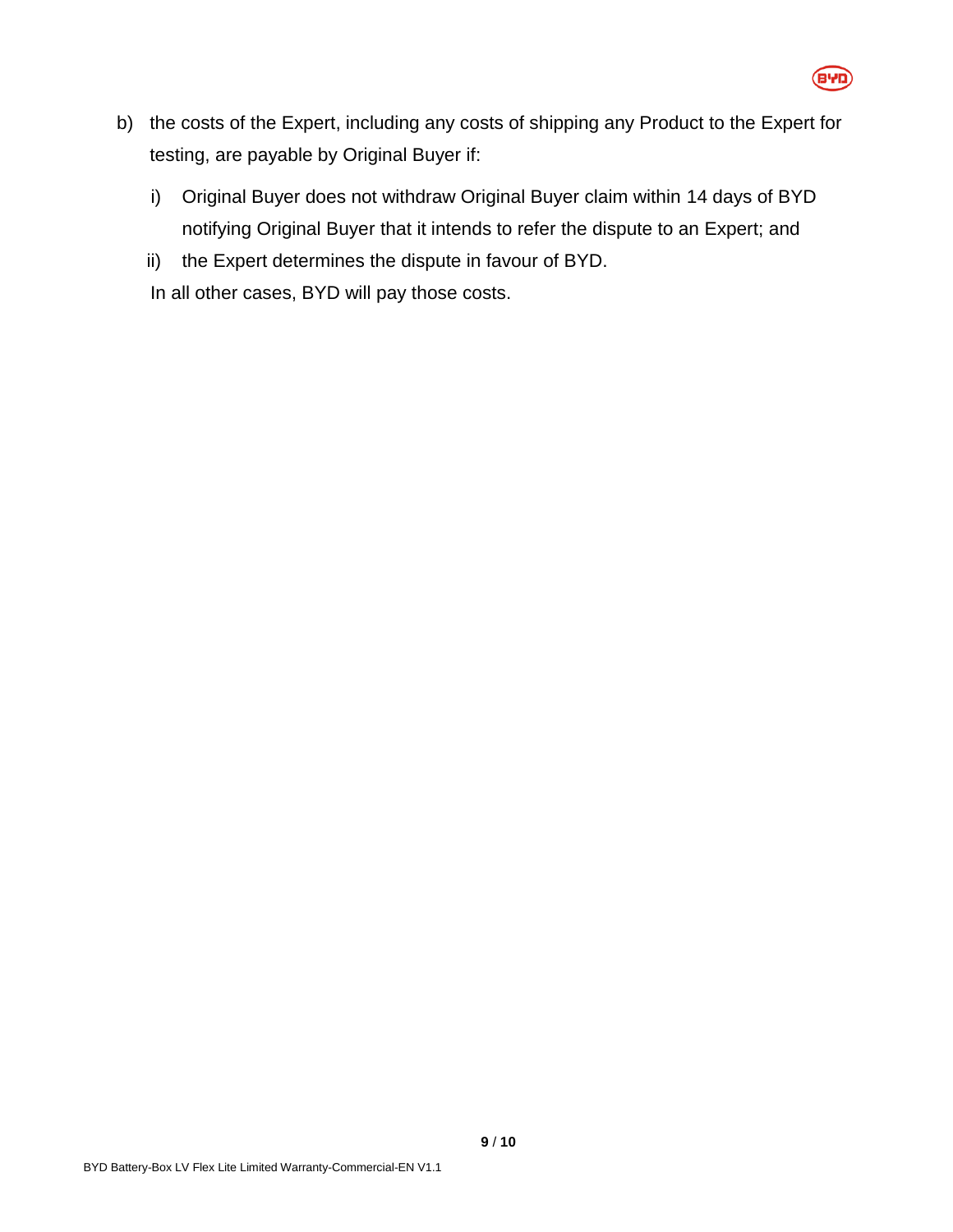b) the costs of the Expert, including any costs of shipping any Product to the Expert for testing, are payable by Original Buyer if:

   i) Original Buyer does not withdraw Original Buyer claim within 14 days of BYD notifying Original Buyer that it intends to refer the dispute to an Expert; and

   ii) the Expert determines the dispute in favour of BYD.

   In all other cases, BYD will pay those costs.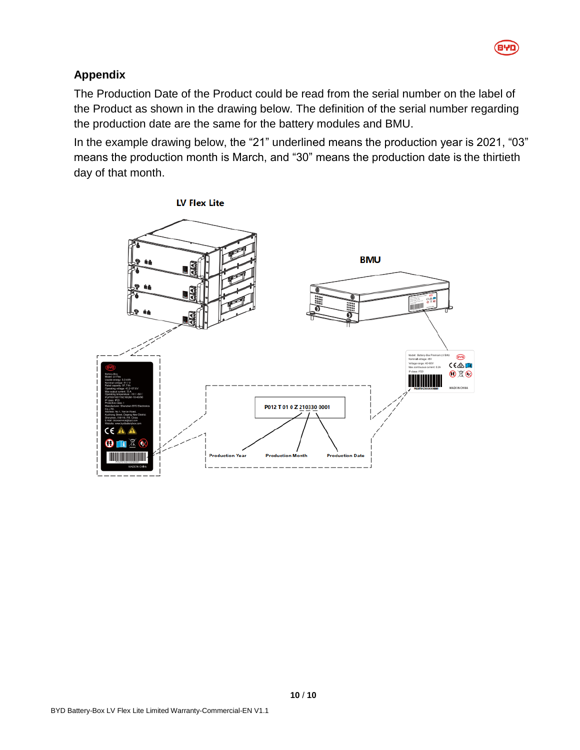## Appendix

The Production Date of the Product could be read from the serial number on the label of the Product as shown in the drawing below. The definition of the serial number regarding the production date are the same for the battery modules and BMU.

In the example drawing below, the "21" underlined means the production year is 2021, "03" means the production month is March, and "30" means the production date is the thirtieth day of that month.

LV Flex Lite

BMU

P012 T 01 0 Z 210330 0001

Production Year

Production Month

Production Date